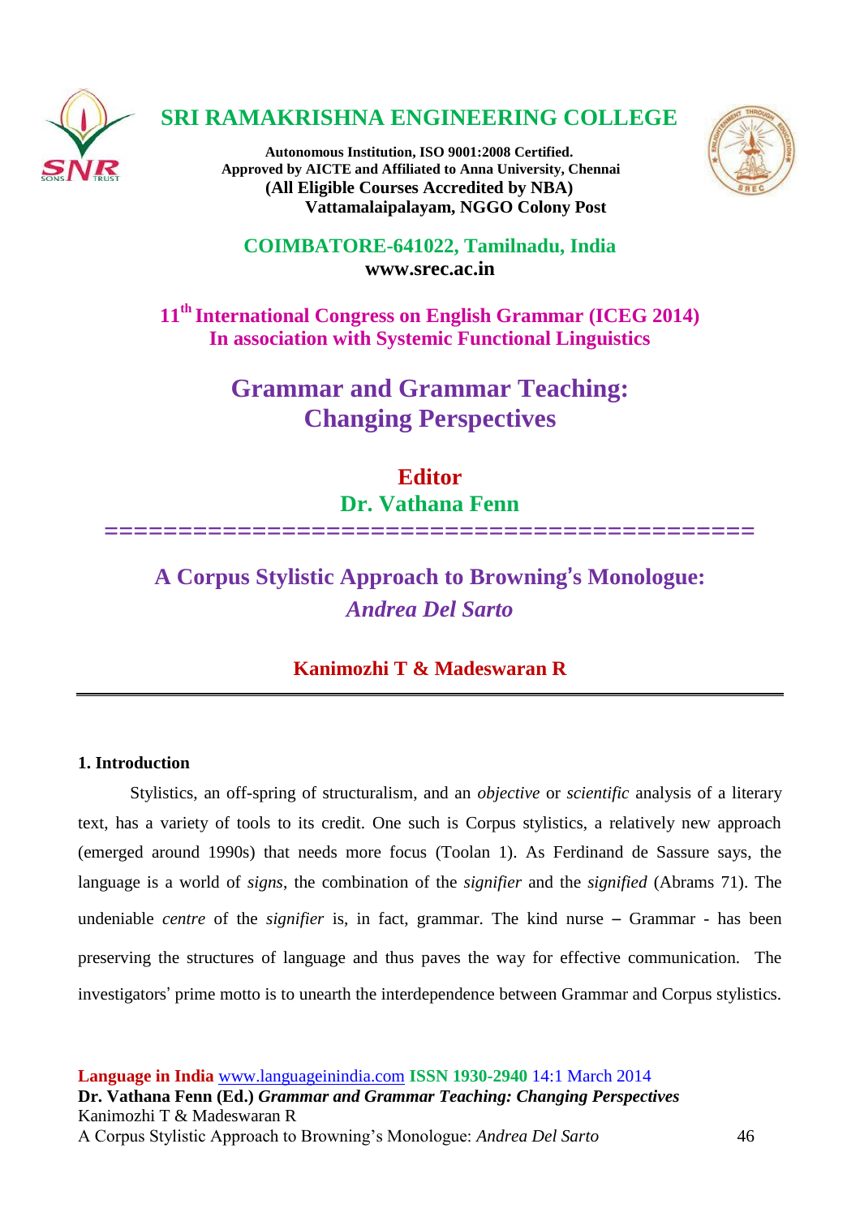# SRI RAMAKRISHNA ENGINEERING COLLEGE

**Autonomous Institution, ISO 9001:2008 Certified.**
**Approved by AICTE and Affiliated to Anna University, Chennai**
**(All Eligible Courses Accredited by NBA)**
**Vattamalaipalayam, NGGO Colony Post**

**COIMBATORE-641022, Tamilnadu, India**
**www.srec.ac.in**

**11th International Congress on English Grammar (ICEG 2014)**
**In association with Systemic Functional Linguistics**

## Grammar and Grammar Teaching: Changing Perspectives

**Editor**
**Dr. Vathana Fenn**

## A Corpus Stylistic Approach to Browning's Monologue: *Andrea Del Sarto*

**Kanimozhi T & Madeswaran R**

### 1. Introduction

Stylistics, an off-spring of structuralism, and an *objective* or *scientific* analysis of a literary text, has a variety of tools to its credit. One such is Corpus stylistics, a relatively new approach (emerged around 1990s) that needs more focus (Toolan 1). As Ferdinand de Sassure says, the language is a world of *signs*, the combination of the *signifier* and the *signified* (Abrams 71). The undeniable *centre* of the *signifier* is, in fact, grammar. The kind nurse – Grammar - has been preserving the structures of language and thus paves the way for effective communication. The investigators' prime motto is to unearth the interdependence between Grammar and Corpus stylistics.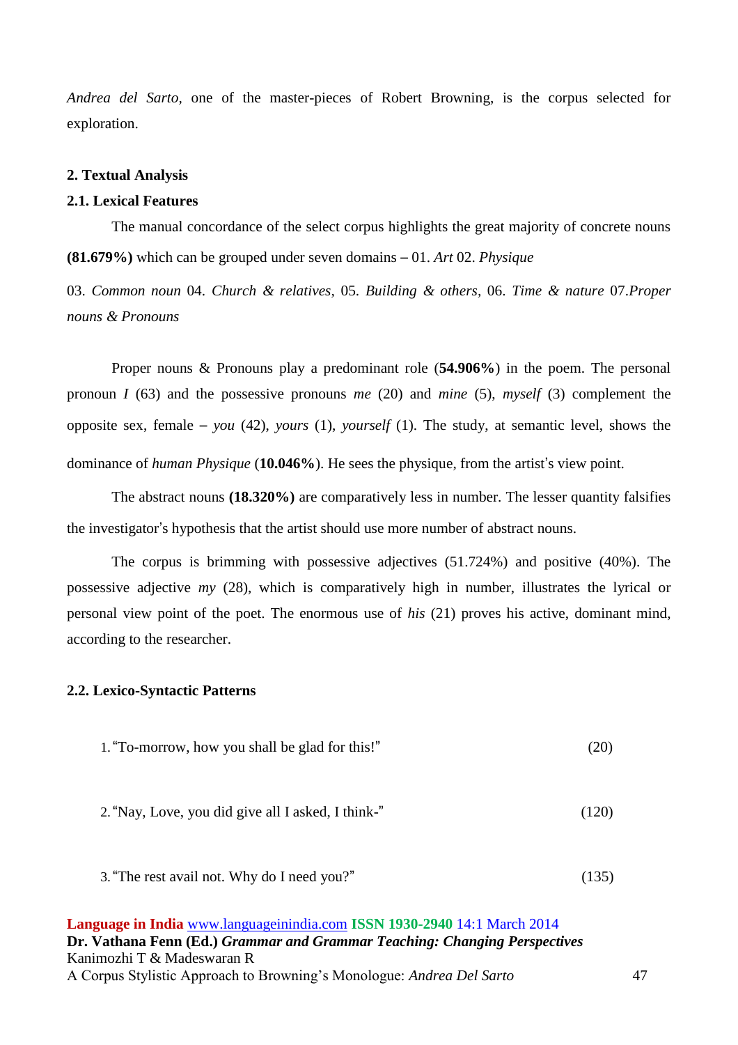*Andrea del Sarto*, one of the master-pieces of Robert Browning, is the corpus selected for exploration.

## 2. Textual Analysis

### 2.1. Lexical Features

The manual concordance of the select corpus highlights the great majority of concrete nouns **(81.679%)** which can be grouped under seven domains – 01. *Art* 02. *Physique* 03. *Common noun* 04. *Church & relatives*, 05. *Building & others*, 06. *Time & nature* 07.*Proper nouns & Pronouns*

Proper nouns & Pronouns play a predominant role (**54.906%**) in the poem. The personal pronoun *I* (63) and the possessive pronouns *me* (20) and *mine* (5), *myself* (3) complement the opposite sex, female – *you* (42), *yours* (1), *yourself* (1). The study, at semantic level, shows the dominance of *human Physique* (**10.046%**). He sees the physique, from the artist's view point.

The abstract nouns **(18.320%)** are comparatively less in number. The lesser quantity falsifies the investigator's hypothesis that the artist should use more number of abstract nouns.

The corpus is brimming with possessive adjectives (51.724%) and positive (40%). The possessive adjective *my* (28), which is comparatively high in number, illustrates the lyrical or personal view point of the poet. The enormous use of *his* (21) proves his active, dominant mind, according to the researcher.

### 2.2. Lexico-Syntactic Patterns

1. "To-morrow, how you shall be glad for this!" (20)

2. "Nay, Love, you did give all I asked, I think-" (120)

3. "The rest avail not. Why do I need you?" (135)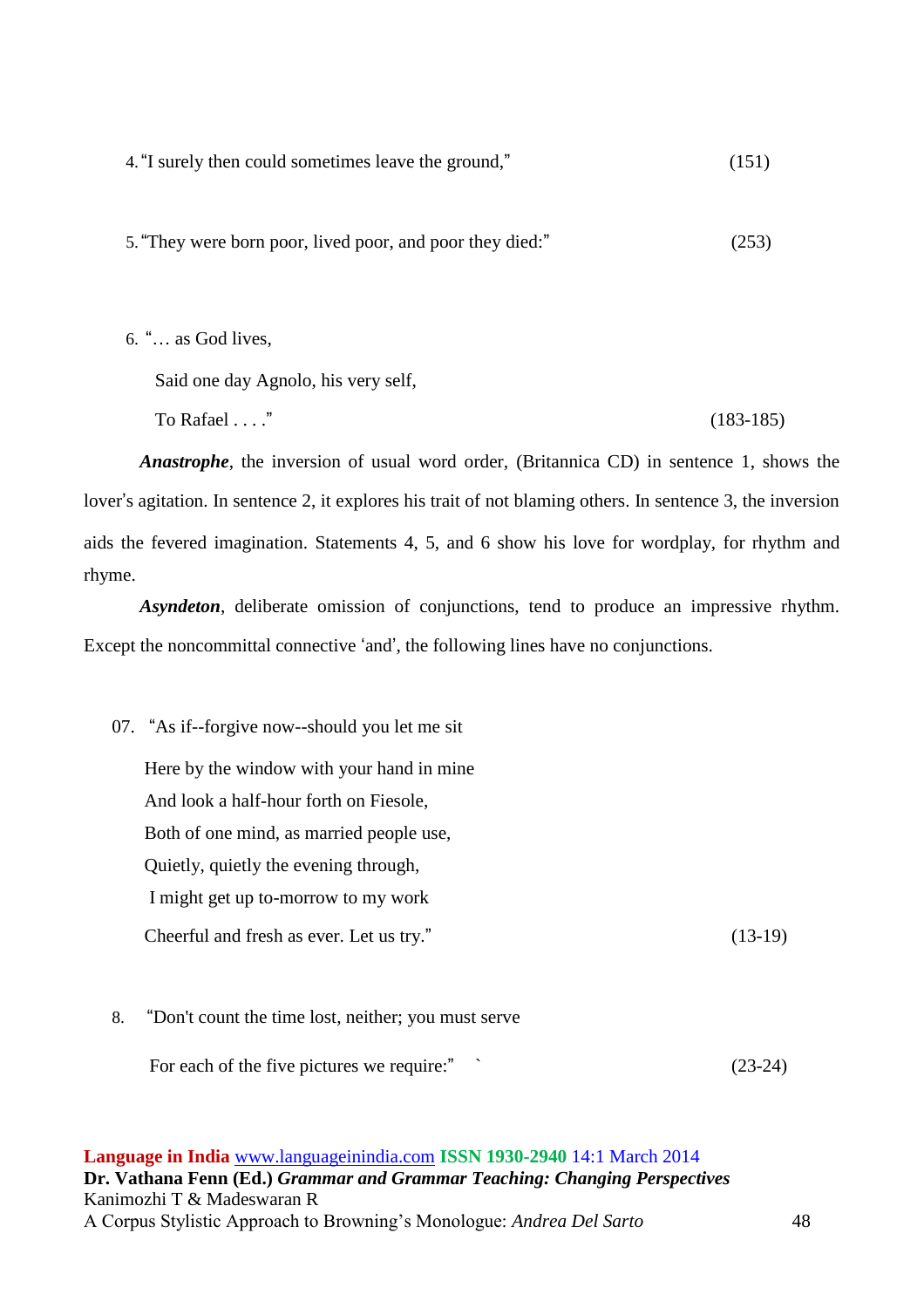4. “I surely then could sometimes leave the ground,” (151)

5. “They were born poor, lived poor, and poor they died:” (253)

6. “… as God lives,

   Said one day Agnolo, his very self,

   To Rafael . . . .” (183-185)

***Anastrophe***, the inversion of usual word order, (Britannica CD) in sentence 1, shows the lover's agitation. In sentence 2, it explores his trait of not blaming others. In sentence 3, the inversion aids the fevered imagination. Statements 4, 5, and 6 show his love for wordplay, for rhythm and rhyme.

***Asyndeton***, deliberate omission of conjunctions, tend to produce an impressive rhythm. Except the noncommittal connective ‘and’, the following lines have no conjunctions.

07. “As if--forgive now--should you let me sit

    Here by the window with your hand in mine

    And look a half-hour forth on Fiesole,

    Both of one mind, as married people use,

    Quietly, quietly the evening through,

    I might get up to-morrow to my work

    Cheerful and fresh as ever. Let us try.” (13-19)

8. “Don't count the time lost, neither; you must serve

   For each of the five pictures we require:” ` (23-24)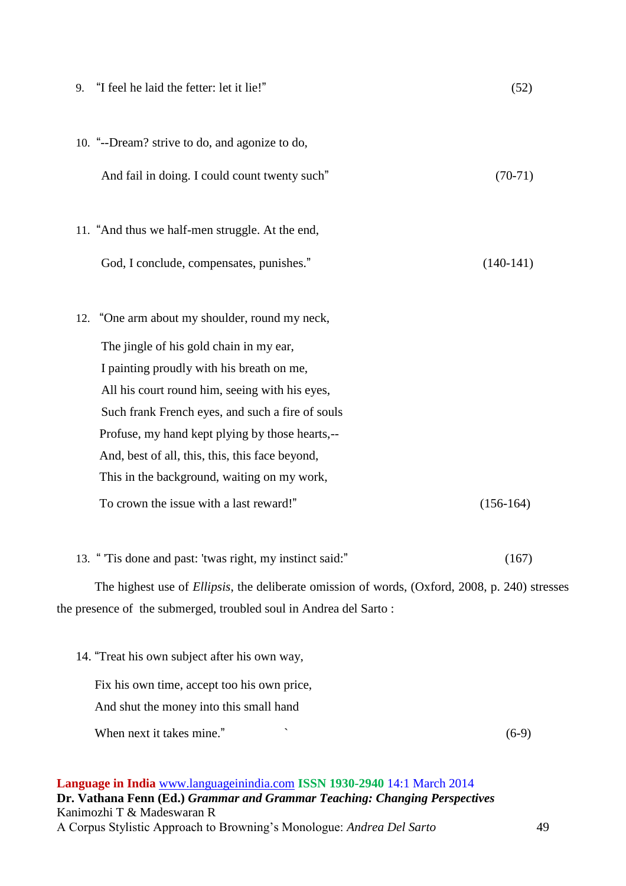9. "I feel he laid the fetter: let it lie!" (52)

10. "--Dream? strive to do, and agonize to do,

    And fail in doing. I could count twenty such" (70-71)

11. "And thus we half-men struggle. At the end,

    God, I conclude, compensates, punishes." (140-141)

12. "One arm about my shoulder, round my neck,

    The jingle of his gold chain in my ear,
    I painting proudly with his breath on me,
    All his court round him, seeing with his eyes,
    Such frank French eyes, and such a fire of souls
    Profuse, my hand kept plying by those hearts,--
    And, best of all, this, this, this face beyond,
    This in the background, waiting on my work,

    To crown the issue with a last reward!" (156-164)

13. " 'Tis done and past: 'twas right, my instinct said:" (167)

The highest use of *Ellipsis*, the deliberate omission of words, (Oxford, 2008, p. 240) stresses the presence of the submerged, troubled soul in Andrea del Sarto :

14. "Treat his own subject after his own way,

    Fix his own time, accept too his own price,
    And shut the money into this small hand

    When next it takes mine." ` (6-9)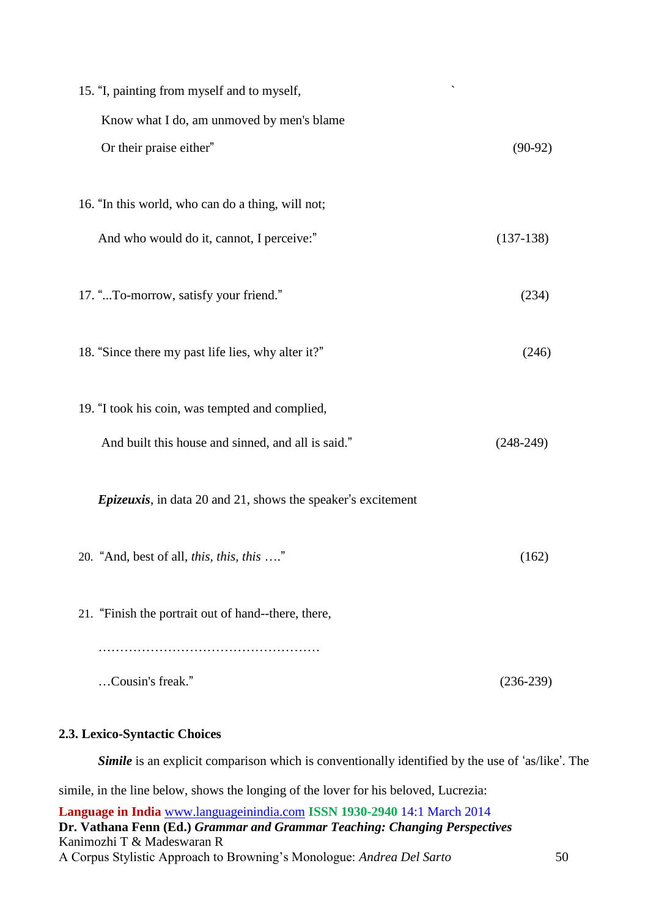15. "I, painting from myself and to myself,

    Know what I do, am unmoved by men's blame

    Or their praise either" (90-92)

16. "In this world, who can do a thing, will not;

    And who would do it, cannot, I perceive:" (137-138)

17. "...To-morrow, satisfy your friend." (234)

18. "Since there my past life lies, why alter it?" (246)

19. "I took his coin, was tempted and complied,

    And built this house and sinned, and all is said." (248-249)

***Epizeuxis***, in data 20 and 21, shows the speaker's excitement

20. "And, best of all, *this, this, this* …." (162)

21. "Finish the portrait out of hand--there, there,

    ……………………………………………

    …Cousin's freak." (236-239)

### 2.3. Lexico-Syntactic Choices

***Simile*** is an explicit comparison which is conventionally identified by the use of 'as/like'. The simile, in the line below, shows the longing of the lover for his beloved, Lucrezia: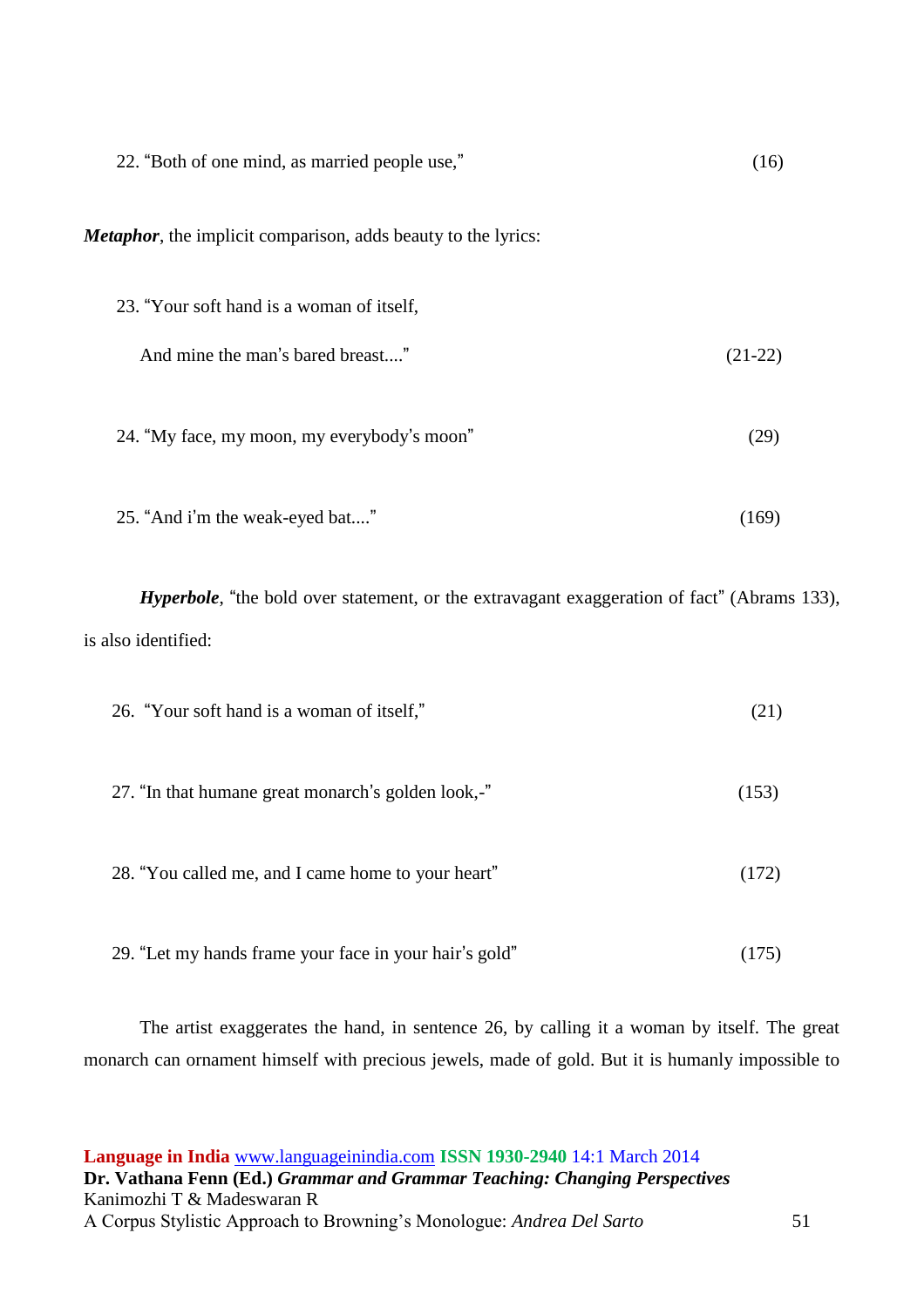22. "Both of one mind, as married people use," (16)

***Metaphor***, the implicit comparison, adds beauty to the lyrics:

23. "Your soft hand is a woman of itself,

    And mine the man's bared breast...." (21-22)

24. "My face, my moon, my everybody's moon" (29)

25. "And i'm the weak-eyed bat...." (169)

***Hyperbole***, "the bold over statement, or the extravagant exaggeration of fact" (Abrams 133), is also identified:

26. "Your soft hand is a woman of itself," (21)

27. "In that humane great monarch's golden look,-" (153)

28. "You called me, and I came home to your heart" (172)

29. "Let my hands frame your face in your hair's gold" (175)

The artist exaggerates the hand, in sentence 26, by calling it a woman by itself. The great monarch can ornament himself with precious jewels, made of gold. But it is humanly impossible to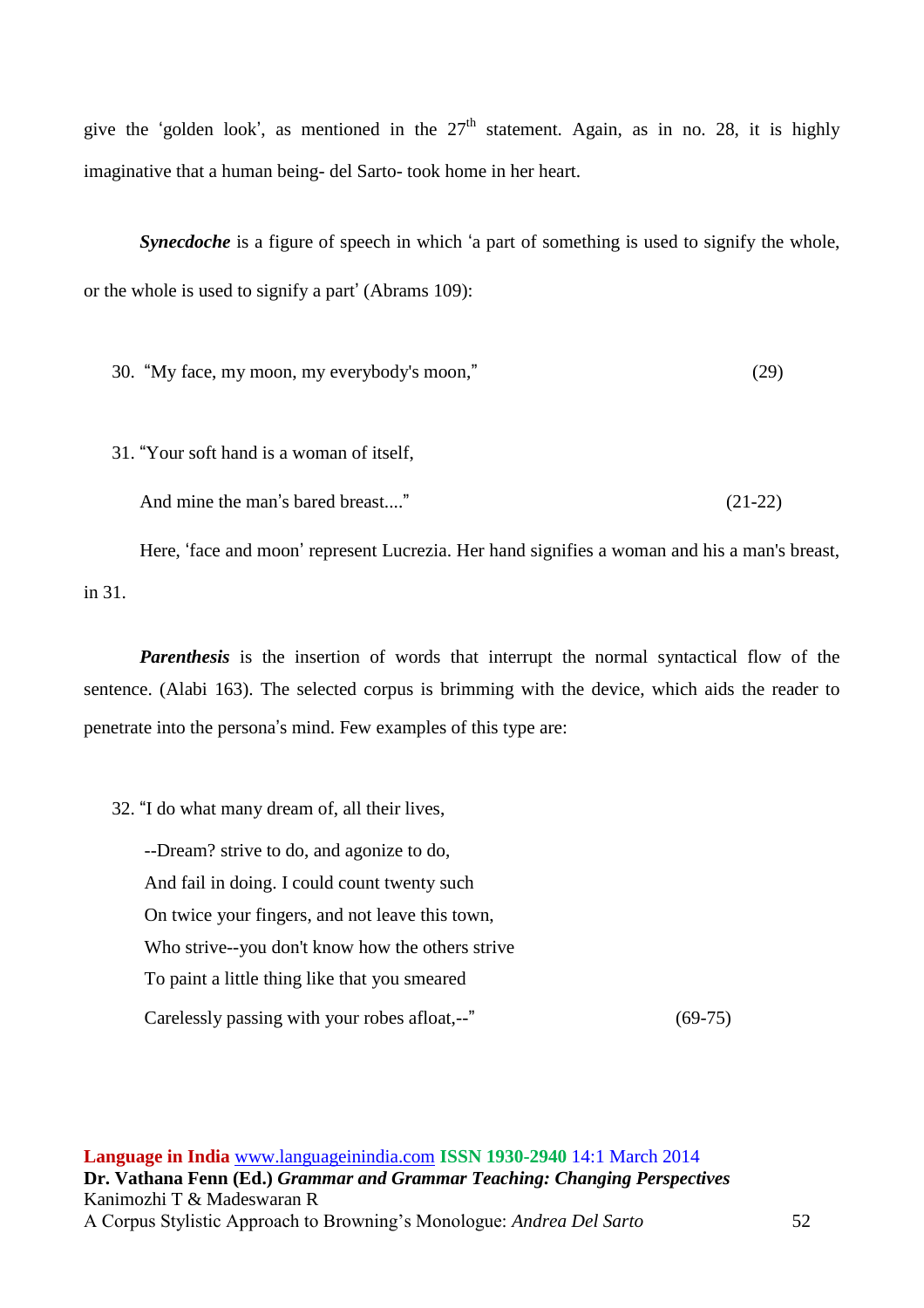give the 'golden look', as mentioned in the 27th statement. Again, as in no. 28, it is highly imaginative that a human being- del Sarto- took home in her heart.

***Synecdoche*** is a figure of speech in which 'a part of something is used to signify the whole, or the whole is used to signify a part' (Abrams 109):

30. "My face, my moon, my everybody's moon," (29)

31. "Your soft hand is a woman of itself,

    And mine the man's bared breast...." (21-22)

Here, 'face and moon' represent Lucrezia. Her hand signifies a woman and his a man's breast, in 31.

***Parenthesis*** is the insertion of words that interrupt the normal syntactical flow of the sentence. (Alabi 163). The selected corpus is brimming with the device, which aids the reader to penetrate into the persona's mind. Few examples of this type are:

32. "I do what many dream of, all their lives,

    --Dream? strive to do, and agonize to do,
    And fail in doing. I could count twenty such
    On twice your fingers, and not leave this town,
    Who strive--you don't know how the others strive
    To paint a little thing like that you smeared
    Carelessly passing with your robes afloat,--" (69-75)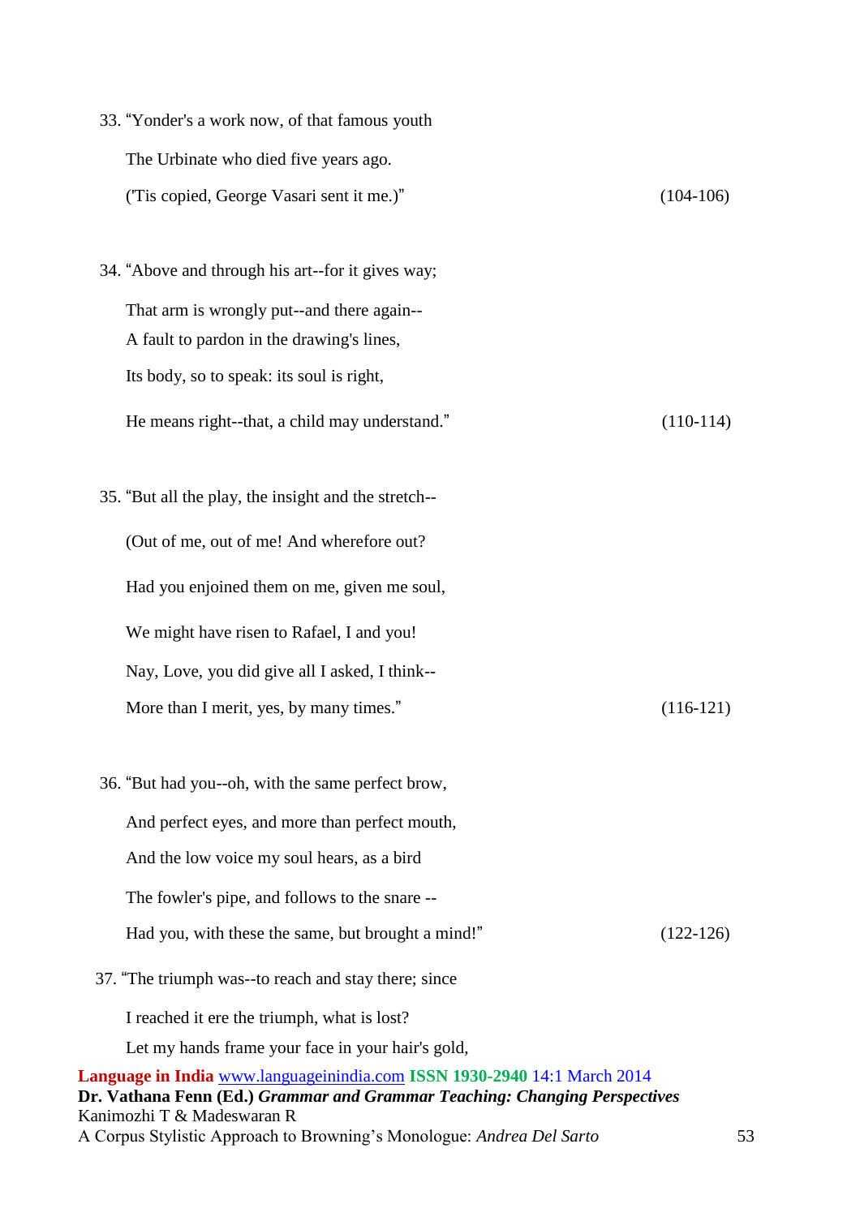33. “Yonder's a work now, of that famous youth

The Urbinate who died five years ago.

('Tis copied, George Vasari sent it me.)” (104-106)

34. “Above and through his art--for it gives way;

That arm is wrongly put--and there again--
A fault to pardon in the drawing's lines,

Its body, so to speak: its soul is right,

He means right--that, a child may understand.” (110-114)

35. “But all the play, the insight and the stretch--

(Out of me, out of me! And wherefore out?

Had you enjoined them on me, given me soul,

We might have risen to Rafael, I and you!

Nay, Love, you did give all I asked, I think--

More than I merit, yes, by many times.” (116-121)

36. “But had you--oh, with the same perfect brow,

And perfect eyes, and more than perfect mouth,

And the low voice my soul hears, as a bird

The fowler's pipe, and follows to the snare --

Had you, with these the same, but brought a mind!” (122-126)

37. “The triumph was--to reach and stay there; since

I reached it ere the triumph, what is lost?

Let my hands frame your face in your hair's gold,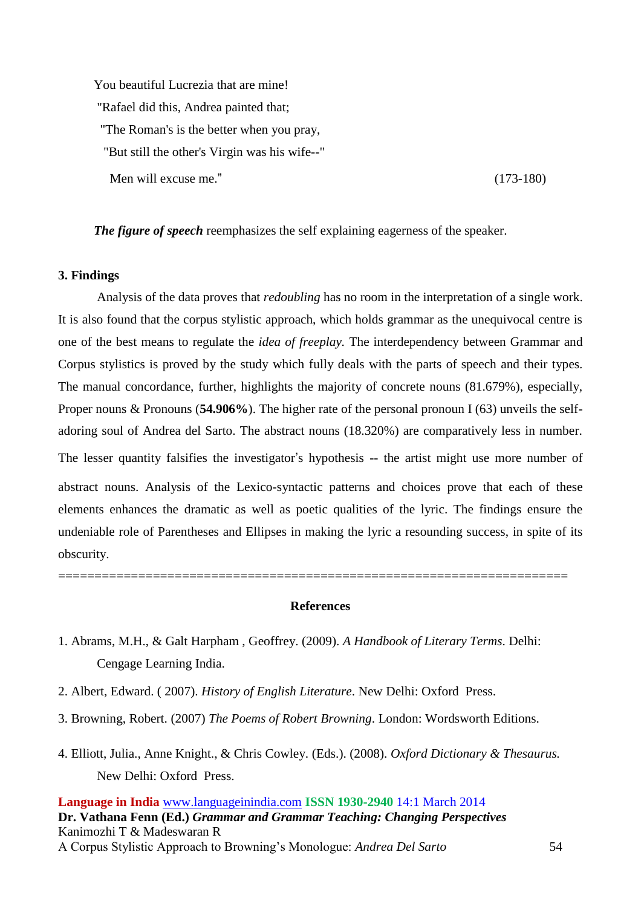You beautiful Lucrezia that are mine!  
"Rafael did this, Andrea painted that;  
"The Roman's is the better when you pray,  
"But still the other's Virgin was his wife--"  
Men will excuse me." (173-180)

***The figure of speech*** reemphasizes the self explaining eagerness of the speaker.

## 3. Findings

Analysis of the data proves that *redoubling* has no room in the interpretation of a single work. It is also found that the corpus stylistic approach, which holds grammar as the unequivocal centre is one of the best means to regulate the *idea of freeplay.* The interdependency between Grammar and Corpus stylistics is proved by the study which fully deals with the parts of speech and their types. The manual concordance, further, highlights the majority of concrete nouns (81.679%), especially, Proper nouns & Pronouns (**54.906%**). The higher rate of the personal pronoun I (63) unveils the self-adoring soul of Andrea del Sarto. The abstract nouns (18.320%) are comparatively less in number. The lesser quantity falsifies the investigator's hypothesis -- the artist might use more number of abstract nouns. Analysis of the Lexico-syntactic patterns and choices prove that each of these elements enhances the dramatic as well as poetic qualities of the lyric. The findings ensure the undeniable role of Parentheses and Ellipses in making the lyric a resounding success, in spite of its obscurity.

==================================================================

## References

1. Abrams, M.H., & Galt Harpham , Geoffrey. (2009). *A Handbook of Literary Terms*. Delhi: Cengage Learning India.

2. Albert, Edward. ( 2007). *History of English Literature*. New Delhi: Oxford Press.

3. Browning, Robert. (2007) *The Poems of Robert Browning*. London: Wordsworth Editions.

4. Elliott, Julia., Anne Knight., & Chris Cowley. (Eds.). (2008). *Oxford Dictionary & Thesaurus.* New Delhi: Oxford Press.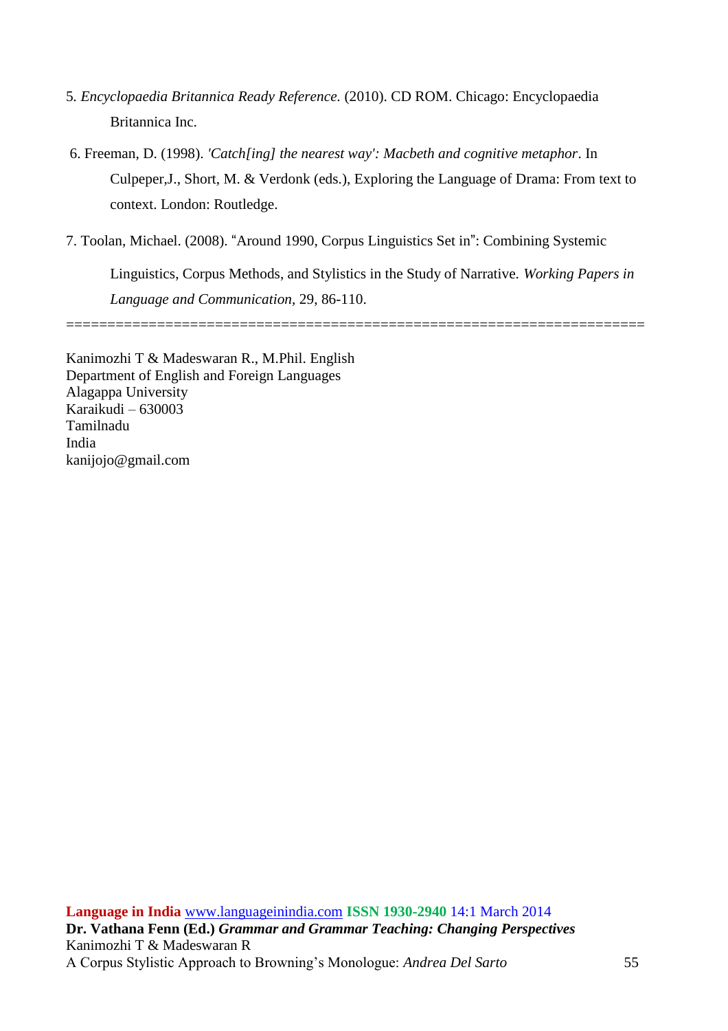5. *Encyclopaedia Britannica Ready Reference.* (2010). CD ROM. Chicago: Encyclopaedia Britannica Inc.

6. Freeman, D. (1998). *'Catch[ing] the nearest way': Macbeth and cognitive metaphor*. In Culpeper,J., Short, M. & Verdonk (eds.), Exploring the Language of Drama: From text to context. London: Routledge.

7. Toolan, Michael. (2008). "Around 1990, Corpus Linguistics Set in": Combining Systemic Linguistics, Corpus Methods, and Stylistics in the Study of Narrative. *Working Papers in Language and Communication,* 29, 86-110.

====================================================================

Kanimozhi T & Madeswaran R., M.Phil. English
Department of English and Foreign Languages
Alagappa University
Karaikudi – 630003
Tamilnadu
India
kanijojo@gmail.com